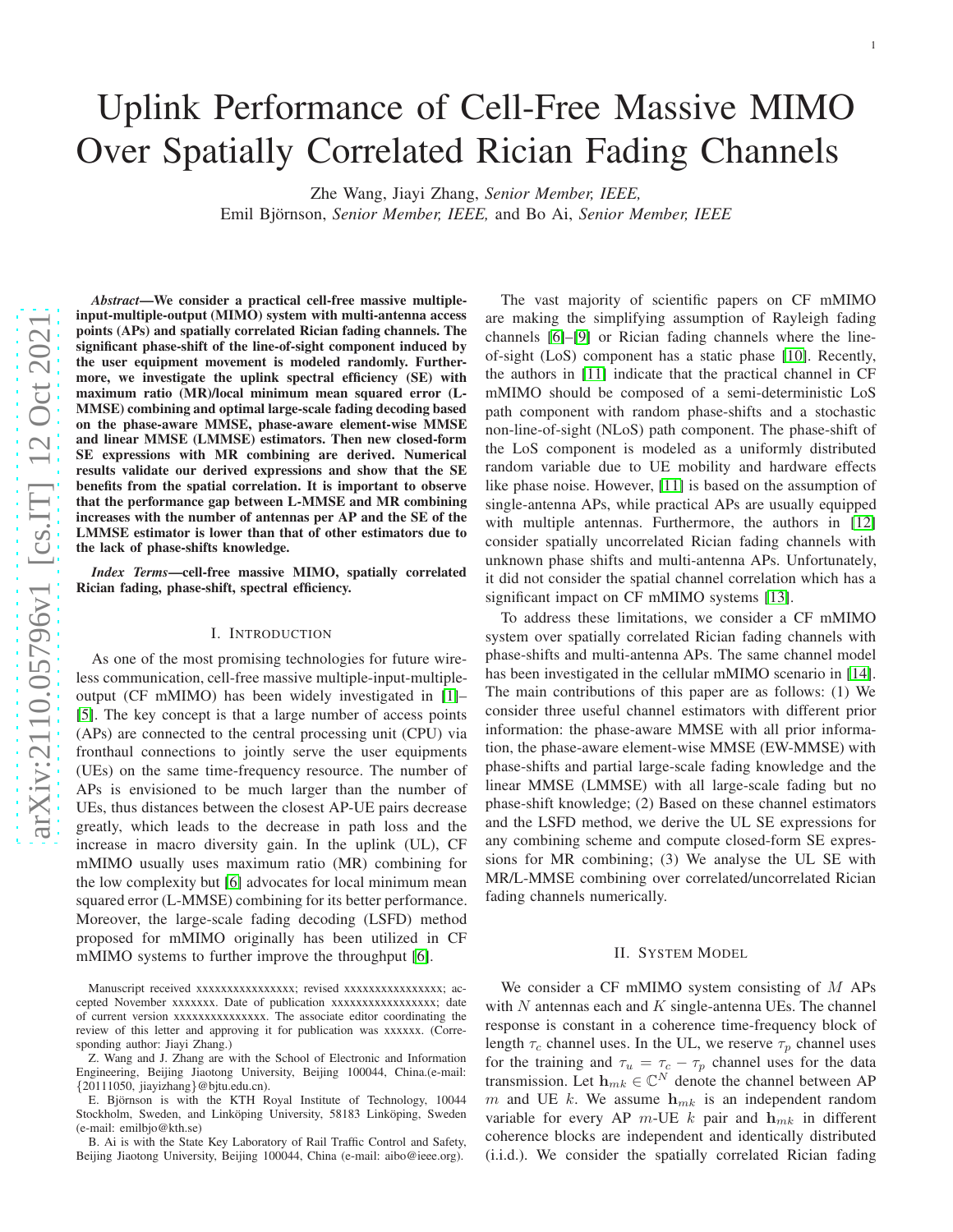# Uplink Performance of Cell-Free Massive MIMO Over Spatially Correlated Rician Fading Channels

Zhe Wang, Jiayi Zhang, *Senior Member, IEEE,* Emil Björnson, *Senior Member, IEEE,* and Bo Ai, *Senior Member, IEEE*

***Abstract*—We consider a practical cell-free massive multiple-input-multiple-output (MIMO) system with multi-antenna access points (APs) and spatially correlated Rician fading channels. The significant phase-shift of the line-of-sight component induced by the user equipment movement is modeled randomly. Furthermore, we investigate the uplink spectral efficiency (SE) with maximum ratio (MR)/local minimum mean squared error (L-MMSE) combining and optimal large-scale fading decoding based on the phase-aware MMSE, phase-aware element-wise MMSE and linear MMSE (LMMSE) estimators. Then new closed-form SE expressions with MR combining are derived. Numerical results validate our derived expressions and show that the SE benefits from the spatial correlation. It is important to observe that the performance gap between L-MMSE and MR combining increases with the number of antennas per AP and the SE of the LMMSE estimator is lower than that of other estimators due to the lack of phase-shifts knowledge.**

***Index Terms*—cell-free massive MIMO, spatially correlated Rician fading, phase-shift, spectral efficiency.**

## I. Introduction

As one of the most promising technologies for future wireless communication, cell-free massive multiple-input-multiple-output (CF mMIMO) has been widely investigated in [1]–[5]. The key concept is that a large number of access points (APs) are connected to the central processing unit (CPU) via fronthaul connections to jointly serve the user equipments (UEs) on the same time-frequency resource. The number of APs is envisioned to be much larger than the number of UEs, thus distances between the closest AP-UE pairs decrease greatly, which leads to the decrease in path loss and the increase in macro diversity gain. In the uplink (UL), CF mMIMO usually uses maximum ratio (MR) combining for the low complexity but [6] advocates for local minimum mean squared error (L-MMSE) combining for its better performance. Moreover, the large-scale fading decoding (LSFD) method proposed for mMIMO originally has been utilized in CF mMIMO systems to further improve the throughput [6].

The vast majority of scientific papers on CF mMIMO are making the simplifying assumption of Rayleigh fading channels [6]–[9] or Rician fading channels where the line-of-sight (LoS) component has a static phase [10]. Recently, the authors in [11] indicate that the practical channel in CF mMIMO should be composed of a semi-deterministic LoS path component with random phase-shifts and a stochastic non-line-of-sight (NLoS) path component. The phase-shift of the LoS component is modeled as a uniformly distributed random variable due to UE mobility and hardware effects like phase noise. However, [11] is based on the assumption of single-antenna APs, while practical APs are usually equipped with multiple antennas. Furthermore, the authors in [12] consider spatially uncorrelated Rician fading channels with unknown phase shifts and multi-antenna APs. Unfortunately, it did not consider the spatial channel correlation which has a significant impact on CF mMIMO systems [13].

To address these limitations, we consider a CF mMIMO system over spatially correlated Rician fading channels with phase-shifts and multi-antenna APs. The same channel model has been investigated in the cellular mMIMO scenario in [14]. The main contributions of this paper are as follows: (1) We consider three useful channel estimators with different prior information: the phase-aware MMSE with all prior information, the phase-aware element-wise MMSE (EW-MMSE) with phase-shifts and partial large-scale fading knowledge and the linear MMSE (LMMSE) with all large-scale fading but no phase-shift knowledge; (2) Based on these channel estimators and the LSFD method, we derive the UL SE expressions for any combining scheme and compute closed-form SE expressions for MR combining; (3) We analyse the UL SE with MR/L-MMSE combining over correlated/uncorrelated Rician fading channels numerically.

## II. System Model

We consider a CF mMIMO system consisting of $M$ APs with $N$ antennas each and $K$ single-antenna UEs. The channel response is constant in a coherence time-frequency block of length $\tau_c$ channel uses. In the UL, we reserve $\tau_p$ channel uses for the training and $\tau_u = \tau_c - \tau_p$ channel uses for the data transmission. Let $\mathbf{h}_{mk} \in \mathbb{C}^N$ denote the channel between AP $m$ and UE $k$. We assume $\mathbf{h}_{mk}$ is an independent random variable for every AP $m$-UE $k$ pair and $\mathbf{h}_{mk}$ in different coherence blocks are independent and identically distributed (i.i.d.). We consider the spatially correlated Rician fading

Manuscript received xxxxxxxxxxxxxxxx; revised xxxxxxxxxxxxxxxx; accepted November xxxxxxx. Date of publication xxxxxxxxxxxxxxxxx; date of current version xxxxxxxxxxxxxxx. The associate editor coordinating the review of this letter and approving it for publication was xxxxxx. (Corresponding author: Jiayi Zhang.)

Z. Wang and J. Zhang are with the School of Electronic and Information Engineering, Beijing Jiaotong University, Beijing 100044, China.(e-mail: {20111050, jiayizhang}@bjtu.edu.cn).

E. Björnson is with the KTH Royal Institute of Technology, 10044 Stockholm, Sweden, and Linköping University, 58183 Linköping, Sweden (e-mail: emilbjo@kth.se)

B. Ai is with the State Key Laboratory of Rail Traffic Control and Safety, Beijing Jiaotong University, Beijing 100044, China (e-mail: aibo@ieee.org).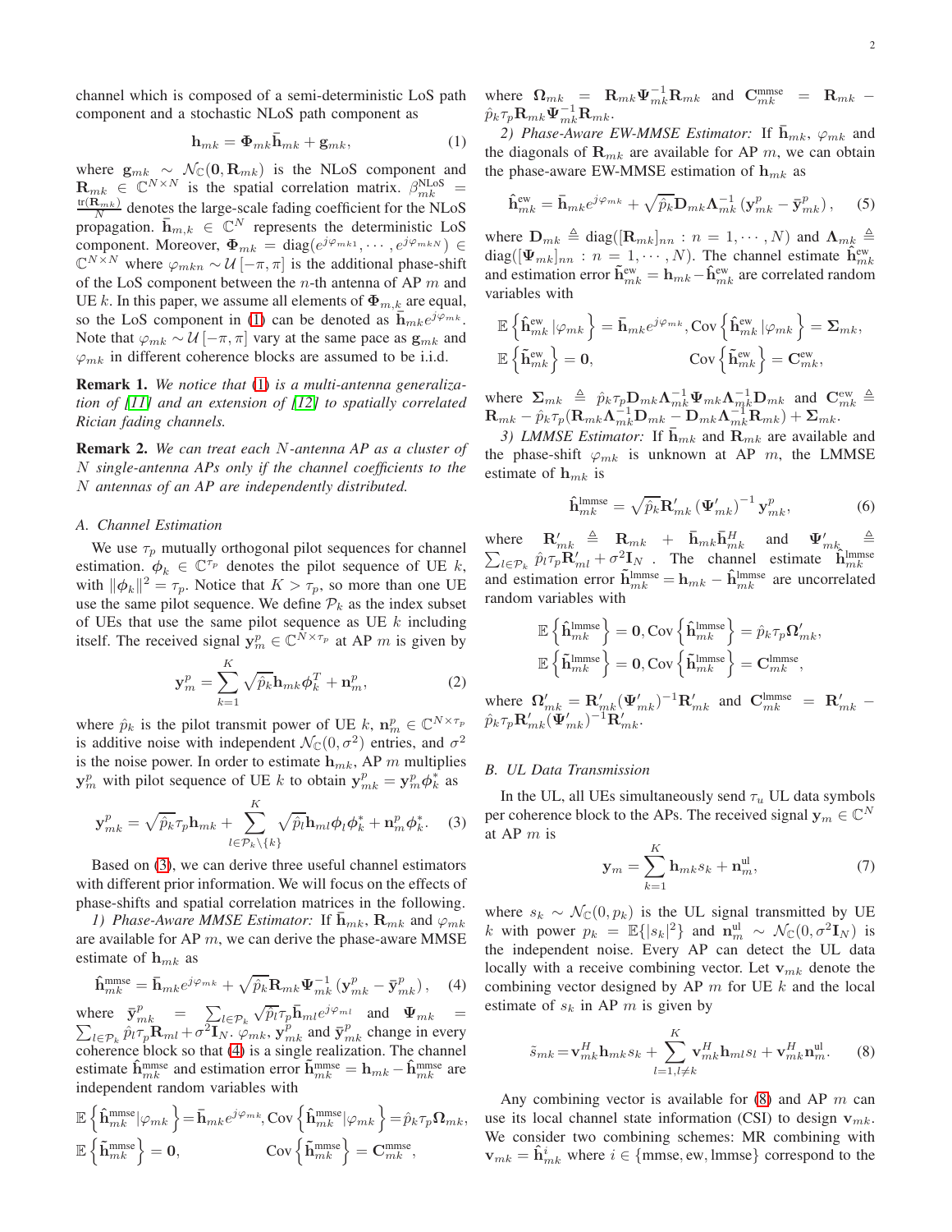channel which is composed of a semi-deterministic LoS path component and a stochastic NLoS path component as

$$\mathbf{h}_{mk} = \mathbf{\Phi}_{mk}\bar{\mathbf{h}}_{mk} + \mathbf{g}_{mk}, \tag{1}$$

where $\mathbf{g}_{mk} \sim \mathcal{N}_{\mathbb{C}}(\mathbf{0}, \mathbf{R}_{mk})$ is the NLoS component and $\mathbf{R}_{mk} \in \mathbb{C}^{N\times N}$ is the spatial correlation matrix. $\beta_{mk}^{\text{NLoS}} = \frac{\text{tr}(\mathbf{R}_{mk})}{N}$ denotes the large-scale fading coefficient for the NLoS propagation. $\bar{\mathbf{h}}_{m,k} \in \mathbb{C}^{N}$ represents the deterministic LoS component. Moreover, $\mathbf{\Phi}_{mk} = \text{diag}(e^{j\varphi_{mk1}}, \cdots, e^{j\varphi_{mkN}}) \in \mathbb{C}^{N\times N}$ where $\varphi_{mkn} \sim \mathcal{U}[-\pi, \pi]$ is the additional phase-shift of the LoS component between the $n$-th antenna of AP $m$ and UE $k$. In this paper, we assume all elements of $\mathbf{\Phi}_{m,k}$ are equal, so the LoS component in (1) can be denoted as $\bar{\mathbf{h}}_{mk}e^{j\varphi_{mk}}$. Note that $\varphi_{mk} \sim \mathcal{U}[-\pi, \pi]$ vary at the same pace as $\mathbf{g}_{mk}$ and $\varphi_{mk}$ in different coherence blocks are assumed to be i.i.d.

**Remark 1.** *We notice that (1) is a multi-antenna generalization of [11] and an extension of [12] to spatially correlated Rician fading channels.*

**Remark 2.** *We can treat each $N$-antenna AP as a cluster of $N$ single-antenna APs only if the channel coefficients to the $N$ antennas of an AP are independently distributed.*

### *A. Channel Estimation*

We use $\tau_p$ mutually orthogonal pilot sequences for channel estimation. $\boldsymbol{\phi}_k \in \mathbb{C}^{\tau_p}$ denotes the pilot sequence of UE $k$, with $\|\boldsymbol{\phi}_k\|^2 = \tau_p$. Notice that $K > \tau_p$, so more than one UE use the same pilot sequence. We define $\mathcal{P}_k$ as the index subset of UEs that use the same pilot sequence as UE $k$ including itself. The received signal $\mathbf{y}_m^p \in \mathbb{C}^{N\times\tau_p}$ at AP $m$ is given by

$$\mathbf{y}_m^p = \sum_{k=1}^{K}\sqrt{\hat{p}_k}\mathbf{h}_{mk}\boldsymbol{\phi}_k^T + \mathbf{n}_m^p, \tag{2}$$

where $\hat{p}_k$ is the pilot transmit power of UE $k$, $\mathbf{n}_m^p \in \mathbb{C}^{N\times\tau_p}$ is additive noise with independent $\mathcal{N}_{\mathbb{C}}(0, \sigma^2)$ entries, and $\sigma^2$ is the noise power. In order to estimate $\mathbf{h}_{mk}$, AP $m$ multiplies $\mathbf{y}_m^p$ with pilot sequence of UE $k$ to obtain $\mathbf{y}_{mk}^p = \mathbf{y}_m^p\boldsymbol{\phi}_k^*$ as

$$\mathbf{y}_{mk}^p = \sqrt{\hat{p}_k}\tau_p\mathbf{h}_{mk} + \sum_{l\in\mathcal{P}_k\setminus\{k\}}^{K}\sqrt{\hat{p}_l}\mathbf{h}_{ml}\boldsymbol{\phi}_l\boldsymbol{\phi}_k^* + \mathbf{n}_m^p\boldsymbol{\phi}_k^*. \tag{3}$$

Based on (3), we can derive three useful channel estimators with different prior information. We will focus on the effects of phase-shifts and spatial correlation matrices in the following.

*1) Phase-Aware MMSE Estimator:* If $\bar{\mathbf{h}}_{mk}$, $\mathbf{R}_{mk}$ and $\varphi_{mk}$ are available for AP $m$, we can derive the phase-aware MMSE estimate of $\mathbf{h}_{mk}$ as

$$\hat{\mathbf{h}}_{mk}^{\text{mmse}} = \bar{\mathbf{h}}_{mk}e^{j\varphi_{mk}} + \sqrt{\hat{p}_k}\mathbf{R}_{mk}\mathbf{\Psi}_{mk}^{-1}\left(\mathbf{y}_{mk}^p - \bar{\mathbf{y}}_{mk}^p\right), \tag{4}$$

where $\bar{\mathbf{y}}_{mk}^p = \sum_{l\in\mathcal{P}_k}\sqrt{\hat{p}_l}\tau_p\bar{\mathbf{h}}_{ml}e^{j\varphi_{ml}}$ and $\mathbf{\Psi}_{mk} = \sum_{l\in\mathcal{P}_k}\hat{p}_l\tau_p\mathbf{R}_{ml} + \sigma^2\mathbf{I}_N$. $\varphi_{mk}$, $\mathbf{y}_{mk}^p$ and $\bar{\mathbf{y}}_{mk}^p$ change in every coherence block so that (4) is a single realization. The channel estimate $\hat{\mathbf{h}}_{mk}^{\text{mmse}}$ and estimation error $\tilde{\mathbf{h}}_{mk}^{\text{mmse}} = \mathbf{h}_{mk} - \hat{\mathbf{h}}_{mk}^{\text{mmse}}$ are independent random variables with

$$\mathbb{E}\left\{\hat{\mathbf{h}}_{mk}^{\text{mmse}}|\varphi_{mk}\right\} = \bar{\mathbf{h}}_{mk}e^{j\varphi_{mk}}, \text{Cov}\left\{\hat{\mathbf{h}}_{mk}^{\text{mmse}}|\varphi_{mk}\right\} = \hat{p}_k\tau_p\mathbf{\Omega}_{mk},$$
$$\mathbb{E}\left\{\tilde{\mathbf{h}}_{mk}^{\text{mmse}}\right\} = \mathbf{0}, \qquad \text{Cov}\left\{\tilde{\mathbf{h}}_{mk}^{\text{mmse}}\right\} = \mathbf{C}_{mk}^{\text{mmse}},$$

where $\mathbf{\Omega}_{mk} = \mathbf{R}_{mk}\mathbf{\Psi}_{mk}^{-1}\mathbf{R}_{mk}$ and $\mathbf{C}_{mk}^{\text{mmse}} = \mathbf{R}_{mk} - \hat{p}_k\tau_p\mathbf{R}_{mk}\mathbf{\Psi}_{mk}^{-1}\mathbf{R}_{mk}$.

*2) Phase-Aware EW-MMSE Estimator:* If $\bar{\mathbf{h}}_{mk}$, $\varphi_{mk}$ and the diagonals of $\mathbf{R}_{mk}$ are available for AP $m$, we can obtain the phase-aware EW-MMSE estimation of $\mathbf{h}_{mk}$ as

$$\hat{\mathbf{h}}_{mk}^{\text{ew}} = \bar{\mathbf{h}}_{mk}e^{j\varphi_{mk}} + \sqrt{\hat{p}_k}\mathbf{D}_{mk}\mathbf{\Lambda}_{mk}^{-1}\left(\mathbf{y}_{mk}^p - \bar{\mathbf{y}}_{mk}^p\right), \tag{5}$$

where $\mathbf{D}_{mk} \triangleq \text{diag}([\mathbf{R}_{mk}]_{nn} : n = 1, \cdots, N)$ and $\mathbf{\Lambda}_{mk} \triangleq \text{diag}([\mathbf{\Psi}_{mk}]_{nn} : n = 1, \cdots, N)$. The channel estimate $\hat{\mathbf{h}}_{mk}^{\text{ew}}$ and estimation error $\tilde{\mathbf{h}}_{mk}^{\text{ew}} = \mathbf{h}_{mk} - \hat{\mathbf{h}}_{mk}^{\text{ew}}$ are correlated random variables with

$$\mathbb{E}\left\{\hat{\mathbf{h}}_{mk}^{\text{ew}}|\varphi_{mk}\right\} = \bar{\mathbf{h}}_{mk}e^{j\varphi_{mk}}, \text{Cov}\left\{\hat{\mathbf{h}}_{mk}^{\text{ew}}|\varphi_{mk}\right\} = \mathbf{\Sigma}_{mk},$$
$$\mathbb{E}\left\{\tilde{\mathbf{h}}_{mk}^{\text{ew}}\right\} = \mathbf{0}, \qquad \text{Cov}\left\{\tilde{\mathbf{h}}_{mk}^{\text{ew}}\right\} = \mathbf{C}_{mk}^{\text{ew}},$$

where $\mathbf{\Sigma}_{mk} \triangleq \hat{p}_k\tau_p\mathbf{D}_{mk}\mathbf{\Lambda}_{mk}^{-1}\mathbf{\Psi}_{mk}\mathbf{\Lambda}_{mk}^{-1}\mathbf{D}_{mk}$ and $\mathbf{C}_{mk}^{\text{ew}} \triangleq \mathbf{R}_{mk} - \hat{p}_k\tau_p(\mathbf{R}_{mk}\mathbf{\Lambda}_{mk}^{-1}\mathbf{D}_{mk} - \mathbf{D}_{mk}\mathbf{\Lambda}_{mk}^{-1}\mathbf{R}_{mk}) + \mathbf{\Sigma}_{mk}$.

*3) LMMSE Estimator:* If $\bar{\mathbf{h}}_{mk}$ and $\mathbf{R}_{mk}$ are available and the phase-shift $\varphi_{mk}$ is unknown at AP $m$, the LMMSE estimate of $\mathbf{h}_{mk}$ is

$$\hat{\mathbf{h}}_{mk}^{\text{lmmse}} = \sqrt{\hat{p}_k}\mathbf{R}'_{mk}\left(\mathbf{\Psi}'_{mk}\right)^{-1}\mathbf{y}_{mk}^p, \tag{6}$$

where $\mathbf{R}'_{mk} \triangleq \mathbf{R}_{mk} + \bar{\mathbf{h}}_{mk}\bar{\mathbf{h}}_{mk}^H$ and $\mathbf{\Psi}'_{mk} \triangleq \sum_{l\in\mathcal{P}_k}\hat{p}_l\tau_p\mathbf{R}'_{ml} + \sigma^2\mathbf{I}_N$. The channel estimate $\hat{\mathbf{h}}_{mk}^{\text{lmmse}}$ and estimation error $\tilde{\mathbf{h}}_{mk}^{\text{lmmse}} = \mathbf{h}_{mk} - \hat{\mathbf{h}}_{mk}^{\text{lmmse}}$ are uncorrelated random variables with

$$\mathbb{E}\left\{\hat{\mathbf{h}}_{mk}^{\text{lmmse}}\right\} = \mathbf{0}, \text{Cov}\left\{\hat{\mathbf{h}}_{mk}^{\text{lmmse}}\right\} = \hat{p}_k\tau_p\mathbf{\Omega}'_{mk},$$
$$\mathbb{E}\left\{\tilde{\mathbf{h}}_{mk}^{\text{lmmse}}\right\} = \mathbf{0}, \text{Cov}\left\{\tilde{\mathbf{h}}_{mk}^{\text{lmmse}}\right\} = \mathbf{C}_{mk}^{\text{lmmse}},$$

where $\mathbf{\Omega}'_{mk} = \mathbf{R}'_{mk}(\mathbf{\Psi}'_{mk})^{-1}\mathbf{R}'_{mk}$ and $\mathbf{C}_{mk}^{\text{lmmse}} = \mathbf{R}'_{mk} - \hat{p}_k\tau_p\mathbf{R}'_{mk}(\mathbf{\Psi}'_{mk})^{-1}\mathbf{R}'_{mk}$.

### *B. UL Data Transmission*

In the UL, all UEs simultaneously send $\tau_u$ UL data symbols per coherence block to the APs. The received signal $\mathbf{y}_m \in \mathbb{C}^N$ at AP $m$ is

$$\mathbf{y}_m = \sum_{k=1}^{K}\mathbf{h}_{mk}s_k + \mathbf{n}_m^{\text{ul}}, \tag{7}$$

where $s_k \sim \mathcal{N}_{\mathbb{C}}(0, p_k)$ is the UL signal transmitted by UE $k$ with power $p_k = \mathbb{E}\{|s_k|^2\}$ and $\mathbf{n}_m^{\text{ul}} \sim \mathcal{N}_{\mathbb{C}}(0, \sigma^2\mathbf{I}_N)$ is the independent noise. Every AP can detect the UL data locally with a receive combining vector. Let $\mathbf{v}_{mk}$ denote the combining vector designed by AP $m$ for UE $k$ and the local estimate of $s_k$ in AP $m$ is given by

$$\tilde{s}_{mk} = \mathbf{v}_{mk}^H\mathbf{h}_{mk}s_k + \sum_{l=1,l\neq k}^{K}\mathbf{v}_{mk}^H\mathbf{h}_{ml}s_l + \mathbf{v}_{mk}^H\mathbf{n}_m^{\text{ul}}. \tag{8}$$

Any combining vector is available for (8) and AP $m$ can use its local channel state information (CSI) to design $\mathbf{v}_{mk}$. We consider two combining schemes: MR combining with $\mathbf{v}_{mk} = \hat{\mathbf{h}}_{mk}^i$ where $i \in \{\text{mmse}, \text{ew}, \text{lmmse}\}$ correspond to the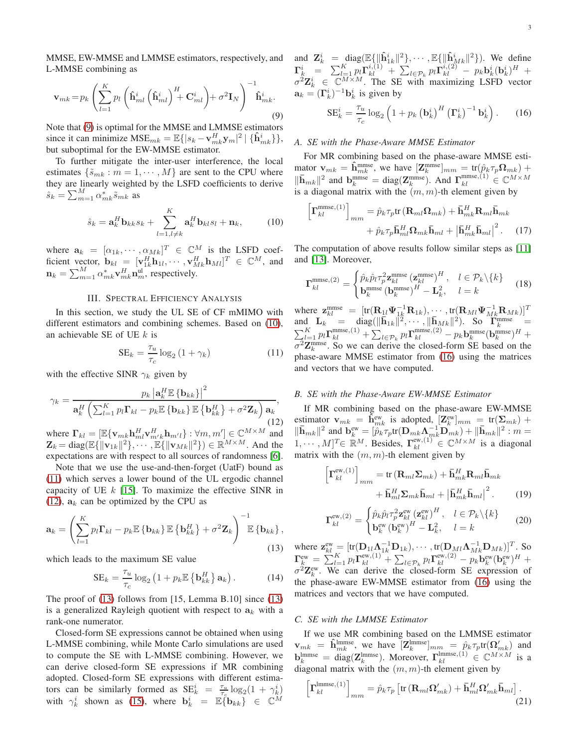MMSE, EW-MMSE and LMMSE estimators, respectively, and L-MMSE combining as

$$\mathbf{v}_{mk} = p_k \left( \sum_{l=1}^{K} p_l \left( \hat{\mathbf{h}}_{ml}^{i} \left( \hat{\mathbf{h}}_{ml}^{i} \right)^H + \mathbf{C}_{ml}^{i} \right) + \sigma^2 \mathbf{I}_N \right)^{-1} \hat{\mathbf{h}}_{mk}^{i}. \tag{9}$$

Note that (9) is optimal for the MMSE and LMMSE estimators since it can minimize $\text{MSE}_{mk} = \mathbb{E}\{|s_k - \mathbf{v}_{mk}^H \mathbf{y}_m|^2 \mid \{\hat{\mathbf{h}}_{mk}^{i}\}\}$, but suboptimal for the EW-MMSE estimator.

To further mitigate the inter-user interference, the local estimates $\{\tilde{s}_{mk} : m = 1, \cdots, M\}$ are sent to the CPU where they are linearly weighted by the LSFD coefficients to derive $\hat{s}_k = \sum_{m=1}^{M} \alpha_{mk}^* \tilde{s}_{mk}$ as

$$\hat{s}_k = \mathbf{a}_k^H \mathbf{b}_{kk} s_k + \sum_{l=1, l\neq k}^{K} \mathbf{a}_k^H \mathbf{b}_{kl} s_l + \mathbf{n}_k, \tag{10}$$

where $\mathbf{a}_k = [\alpha_{1k}, \cdots, \alpha_{Mk}]^T \in \mathbb{C}^M$ is the LSFD coefficient vector, $\mathbf{b}_{kl} = [\mathbf{v}_{1k}^H \mathbf{h}_{1l}, \cdots, \mathbf{v}_{Mk}^H \mathbf{h}_{Ml}]^T \in \mathbb{C}^M$, and $\mathbf{n}_k = \sum_{m=1}^{M} \alpha_{mk}^* \mathbf{v}_{mk}^H \mathbf{n}_m^{\text{ul}}$, respectively.

## III. Spectral Efficiency Analysis

In this section, we study the UL SE of CF mMIMO with different estimators and combining schemes. Based on (10), an achievable SE of UE $k$ is

$$\text{SE}_k = \frac{\tau_u}{\tau_c} \log_2 (1 + \gamma_k) \tag{11}$$

with the effective SINR $\gamma_k$ given by

$$\gamma_k = \frac{p_k \left| \mathbf{a}_k^H \mathbb{E}\{\mathbf{b}_{kk}\} \right|^2}{\mathbf{a}_k^H \left( \sum_{l=1}^{K} p_l \mathbf{\Gamma}_{kl} - p_k \mathbb{E}\{\mathbf{b}_{kk}\} \mathbb{E}\{\mathbf{b}_{kk}^H\} + \sigma^2 \mathbf{Z}_k \right) \mathbf{a}_k}, \tag{12}$$

where $\mathbf{\Gamma}_{kl} = [\mathbb{E}\{\mathbf{v}_{mk} \mathbf{h}_{ml}^H \mathbf{v}_{m'k}^H \mathbf{h}_{m'l}\} : \forall m, m'] \in \mathbb{C}^{M\times M}$ and $\mathbf{Z}_k = \text{diag}(\mathbb{E}\{\|\mathbf{v}_{1k}\|^2\}, \cdots, \mathbb{E}\{\|\mathbf{v}_{Mk}\|^2\}) \in \mathbb{R}^{M\times M}$. And the expectations are with respect to all sources of randomness [6].

Note that we use the use-and-then-forget (UatF) bound as (11) which serves a lower bound of the UL ergodic channel capacity of UE $k$ [15]. To maximize the effective SINR in (12), $\mathbf{a}_k$ can be optimized by the CPU as

$$\mathbf{a}_k = \left( \sum_{l=1}^{K} p_l \mathbf{\Gamma}_{kl} - p_k \mathbb{E}\{\mathbf{b}_{kk}\} \mathbb{E}\{\mathbf{b}_{kk}^H\} + \sigma^2 \mathbf{Z}_k \right)^{-1} \mathbb{E}\{\mathbf{b}_{kk}\}, \tag{13}$$

which leads to the maximum SE value

$$\text{SE}_k = \frac{\tau_u}{\tau_c} \log_2 \left( 1 + p_k \mathbb{E}\{\mathbf{b}_{kk}^H\} \mathbf{a}_k \right). \tag{14}$$

The proof of (13) follows from [15, Lemma B.10] since (13) is a generalized Rayleigh quotient with respect to $\mathbf{a}_k$ with a rank-one numerator.

Closed-form SE expressions cannot be obtained when using L-MMSE combining, while Monte Carlo simulations are used to compute the SE with L-MMSE combining. However, we can derive closed-form SE expressions if MR combining adopted. Closed-form SE expressions with different estimators can be similarly formed as $\text{SE}_k^i = \frac{\tau_u}{\tau_c} \log_2(1 + \gamma_k^i)$ with $\gamma_k^i$ shown as (15), where $\mathbf{b}_k^i = \mathbb{E}\{\mathbf{b}_{kk}\} \in \mathbb{C}^M$ and $\mathbf{Z}_k^i = \text{diag}(\mathbb{E}\{\|\hat{\mathbf{h}}_{1k}^i\|^2\}, \cdots, \mathbb{E}\{\|\hat{\mathbf{h}}_{Mk}^i\|^2\})$. We define $\mathbf{\Gamma}_k^i = \sum_{l=1}^{K} p_l \mathbf{\Gamma}_{kl}^{i,(1)} + \sum_{l\in\mathcal{P}_k} p_l \mathbf{\Gamma}_{kl}^{i,(2)} - p_k \mathbf{b}_k^i (\mathbf{b}_k^i)^H + \sigma^2 \mathbf{Z}_k^i \in \mathbb{C}^{M\times M}$. The SE with maximizing LSFD vector $\mathbf{a}_k = (\mathbf{\Gamma}_k^i)^{-1} \mathbf{b}_k^i$ is given by

$$\text{SE}_k^i = \frac{\tau_u}{\tau_c} \log_2 \left( 1 + p_k \left( \mathbf{b}_k^i \right)^H \left( \mathbf{\Gamma}_k^i \right)^{-1} \mathbf{b}_k^i \right). \tag{16}$$

### A. SE with the Phase-Aware MMSE Estimator

For MR combining based on the phase-aware MMSE estimator $\mathbf{v}_{mk} = \hat{\mathbf{h}}_{mk}^{\text{mmse}}$, we have $[\mathbf{Z}_k^{\text{mmse}}]_{mm} = \text{tr}(\hat{p}_k \tau_p \mathbf{\Omega}_{mk}) + \|\bar{\mathbf{h}}_{mk}\|^2$ and $\mathbf{b}_k^{\text{mmse}} = \text{diag}(\mathbf{Z}_k^{\text{mmse}})$. And $\mathbf{\Gamma}_{kl}^{\text{mmse},(1)} \in \mathbb{C}^{M\times M}$ is a diagonal matrix with the $(m,m)$-th element given by

$$\left[ \mathbf{\Gamma}_{kl}^{\text{mmse},(1)} \right]_{mm} = \hat{p}_k \tau_p \text{tr}\left( \mathbf{R}_{ml} \mathbf{\Omega}_{mk} \right) + \bar{\mathbf{h}}_{mk}^H \mathbf{R}_{ml} \bar{\mathbf{h}}_{mk} + \hat{p}_k \tau_p \bar{\mathbf{h}}_{ml}^H \mathbf{\Omega}_{mk} \bar{\mathbf{h}}_{ml} + \left| \bar{\mathbf{h}}_{mk}^H \bar{\mathbf{h}}_{ml} \right|^2. \tag{17}$$

The computation of above results follow similar steps as [11] and [13]. Moreover,

$$\mathbf{\Gamma}_{kl}^{\text{mmse},(2)} = \begin{cases} \hat{p}_k \hat{p}_l \tau_p^2 \mathbf{z}_{kl}^{\text{mmse}} \left( \mathbf{z}_{kl}^{\text{mmse}} \right)^H, & l \in \mathcal{P}_k \backslash \{k\} \\ \mathbf{b}_k^{\text{mmse}} \left( \mathbf{b}_k^{\text{mmse}} \right)^H - \mathbf{L}_k^2, & l = k \end{cases} \tag{18}$$

where $\mathbf{z}_{kl}^{\text{mmse}} = [\text{tr}(\mathbf{R}_{1l} \mathbf{\Psi}_{1k}^{-1} \mathbf{R}_{1k}), \cdots, \text{tr}(\mathbf{R}_{Ml} \mathbf{\Psi}_{Mk}^{-1} \mathbf{R}_{Mk})]^T$ and $\mathbf{L}_k = \text{diag}(\|\bar{\mathbf{h}}_{1k}\|^2, \cdots, \|\bar{\mathbf{h}}_{Mk}\|^2)$. So $\mathbf{\Gamma}_k^{\text{mmse}} = \sum_{l=1}^{K} p_l \mathbf{\Gamma}_{kl}^{\text{mmse},(1)} + \sum_{l\in\mathcal{P}_k} p_l \mathbf{\Gamma}_{kl}^{\text{mmse},(2)} - p_k \mathbf{b}_k^{\text{mmse}} (\mathbf{b}_k^{\text{mmse}})^H + \sigma^2 \mathbf{Z}_k^{\text{mmse}}$. So we can derive the closed-form SE based on the phase-aware MMSE estimator from (16) using the matrices and vectors that we have computed.

### B. SE with the Phase-Aware EW-MMSE Estimator

If MR combining based on the phase-aware EW-MMSE estimator $\mathbf{v}_{mk} = \hat{\mathbf{h}}_{mk}^{\text{ew}}$ is adopted, $[\mathbf{Z}_k^{\text{ew}}]_{mm} = \text{tr}(\mathbf{\Sigma}_{mk}) + \|\bar{\mathbf{h}}_{mk}\|^2$ and $\mathbf{b}_k^{\text{ew}} = [\hat{p}_k \tau_p \text{tr}(\mathbf{D}_{mk} \mathbf{\Lambda}_{mk}^{-1} \mathbf{D}_{mk}) + \|\bar{\mathbf{h}}_{mk}\|^2 : m = 1, \cdots, M]^T \in \mathbb{R}^M$. Besides, $\mathbf{\Gamma}_{kl}^{\text{ew},(1)} \in \mathbb{C}^{M\times M}$ is a diagonal matrix with the $(m,m)$-th element given by

$$\left[ \mathbf{\Gamma}_{kl}^{\text{ew},(1)} \right]_{mm} = \text{tr}\left( \mathbf{R}_{ml} \mathbf{\Sigma}_{mk} \right) + \bar{\mathbf{h}}_{mk}^H \mathbf{R}_{ml} \bar{\mathbf{h}}_{mk} + \bar{\mathbf{h}}_{ml}^H \mathbf{\Sigma}_{mk} \bar{\mathbf{h}}_{ml} + \left| \bar{\mathbf{h}}_{mk}^H \bar{\mathbf{h}}_{ml} \right|^2. \tag{19}$$

$$\mathbf{\Gamma}_{kl}^{\text{ew},(2)} = \begin{cases} \hat{p}_k \hat{p}_l \tau_p^2 \mathbf{z}_{kl}^{\text{ew}} \left( \mathbf{z}_{kl}^{\text{ew}} \right)^H, & l \in \mathcal{P}_k \backslash \{k\} \\ \mathbf{b}_k^{\text{ew}} \left( \mathbf{b}_k^{\text{ew}} \right)^H - \mathbf{L}_k^2, & l = k \end{cases} \tag{20}$$

where $\mathbf{z}_{kl}^{\text{ew}} = [\text{tr}(\mathbf{D}_{1l} \mathbf{\Lambda}_{1k}^{-1} \mathbf{D}_{1k}), \cdots, \text{tr}(\mathbf{D}_{Ml} \mathbf{\Lambda}_{Mk}^{-1} \mathbf{D}_{Mk})]^T$. So $\mathbf{\Gamma}_k^{\text{ew}} = \sum_{l=1}^{K} p_l \mathbf{\Gamma}_{kl}^{\text{ew},(1)} + \sum_{l\in\mathcal{P}_k} p_l \mathbf{\Gamma}_{kl}^{\text{ew},(2)} - p_k \mathbf{b}_k^{\text{ew}} (\mathbf{b}_k^{\text{ew}})^H + \sigma^2 \mathbf{Z}_k^{\text{ew}}$. We can derive the closed-form SE expression of the phase-aware EW-MMSE estimator from (16) using the matrices and vectors that we have computed.

### C. SE with the LMMSE Estimator

If we use MR combining based on the LMMSE estimator $\mathbf{v}_{mk} = \hat{\mathbf{h}}_{mk}^{\text{lmmse}}$, we have $[\mathbf{Z}_k^{\text{lmmse}}]_{mm} = \hat{p}_k \tau_p \text{tr}(\mathbf{\Omega}'_{mk})$ and $\mathbf{b}_k^{\text{lmmse}} = \text{diag}(\mathbf{Z}_k^{\text{lmmse}})$. Moreover, $\mathbf{\Gamma}_{kl}^{\text{lmmse},(1)} \in \mathbb{C}^{M\times M}$ is a diagonal matrix with the $(m,m)$-th element given by

$$\left[ \mathbf{\Gamma}_{kl}^{\text{lmmse},(1)} \right]_{mm} = \hat{p}_k \tau_p \left[ \text{tr}\left( \mathbf{R}_{ml} \mathbf{\Omega}'_{mk} \right) + \bar{\mathbf{h}}_{ml}^H \mathbf{\Omega}'_{mk} \bar{\mathbf{h}}_{ml} \right]. \tag{21}$$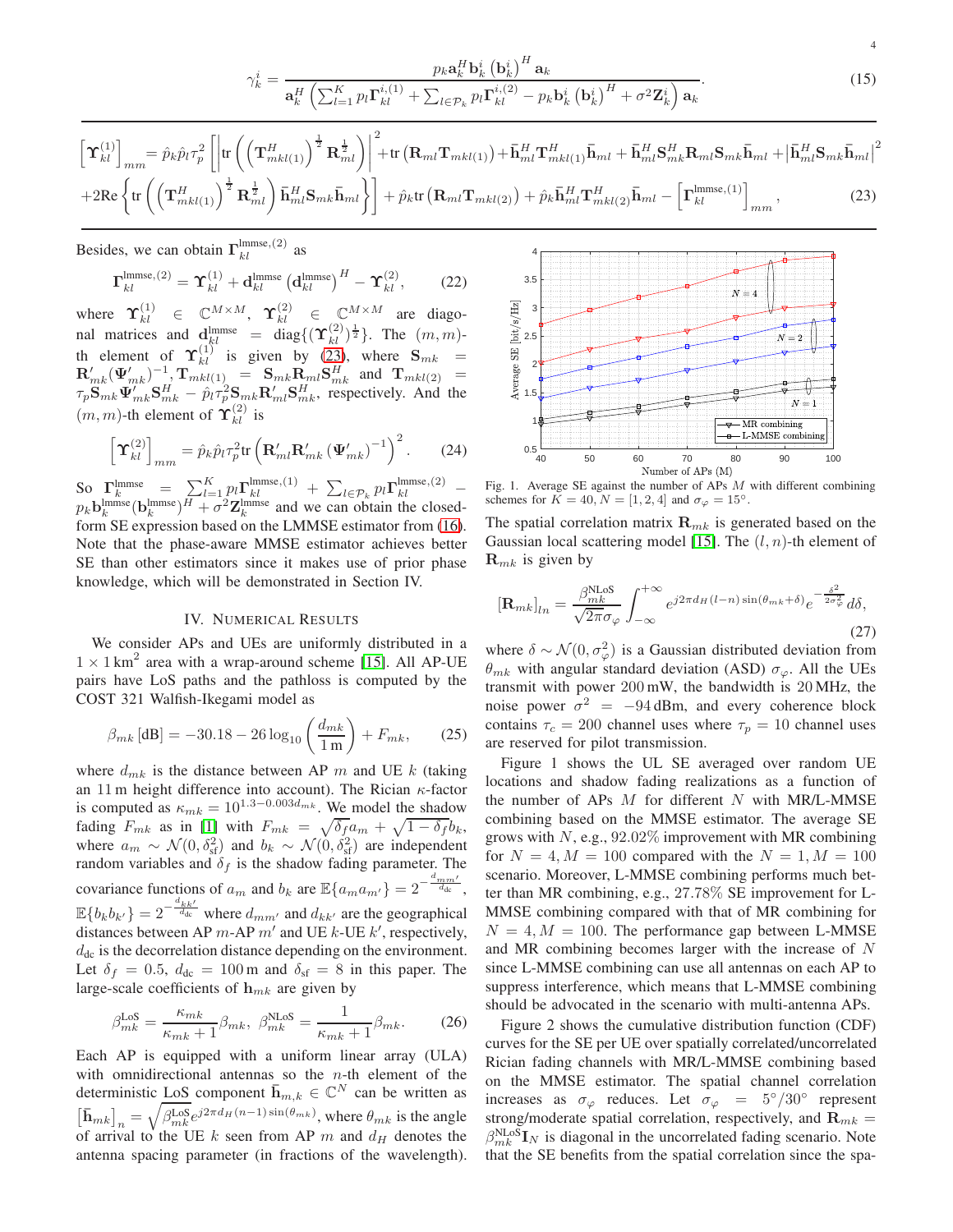$$\gamma_k^i = \frac{p_k \mathbf{a}_k^H \mathbf{b}_k^i \left(\mathbf{b}_k^i\right)^H \mathbf{a}_k}{\mathbf{a}_k^H \left( \sum_{l=1}^K p_l \mathbf{\Gamma}_{kl}^{i,(1)} + \sum_{l \in \mathcal{P}_k} p_l \mathbf{\Gamma}_{kl}^{i,(2)} - p_k \mathbf{b}_k^i \left(\mathbf{b}_k^i\right)^H + \sigma^2 \mathbf{Z}_k^i \right) \mathbf{a}_k}. \tag{15}$$

$$\left[\mathbf{\Upsilon}_{kl}^{(1)}\right]_{mm} = \hat{p}_k \hat{p}_l \tau_p^2 \left[ \left| \mathrm{tr}\left( \left(\mathbf{T}_{mkl(1)}^H\right)^{\frac{1}{2}} \mathbf{R}_{ml}^{\frac{1}{2}} \right) \right|^2 + \mathrm{tr}\left(\mathbf{R}_{ml}\mathbf{T}_{mkl(1)}\right) + \bar{\mathbf{h}}_{ml}^H \mathbf{T}_{mkl(1)}^H \bar{\mathbf{h}}_{ml} + \bar{\mathbf{h}}_{ml}^H \mathbf{S}_{mk}^H \mathbf{R}_{ml} \mathbf{S}_{mk} \bar{\mathbf{h}}_{ml} + \left| \bar{\mathbf{h}}_{ml}^H \mathbf{S}_{mk} \bar{\mathbf{h}}_{ml} \right|^2 \right.$$
$$\left. + 2\mathrm{Re}\left\{ \mathrm{tr}\left( \left(\mathbf{T}_{mkl(1)}^H\right)^{\frac{1}{2}} \mathbf{R}_{ml}^{\frac{1}{2}} \right) \bar{\mathbf{h}}_{ml}^H \mathbf{S}_{mk} \bar{\mathbf{h}}_{ml} \right\} \right] + \hat{p}_k \mathrm{tr}\left(\mathbf{R}_{ml}\mathbf{T}_{mkl(2)}\right) + \hat{p}_k \bar{\mathbf{h}}_{ml}^H \mathbf{T}_{mkl(2)}^H \bar{\mathbf{h}}_{ml} - \left[\mathbf{\Gamma}_{kl}^{\mathrm{lmmse},(1)}\right]_{mm}, \tag{23}$$

Besides, we can obtain $\mathbf{\Gamma}_{kl}^{\mathrm{lmmse},(2)}$ as

$$\mathbf{\Gamma}_{kl}^{\mathrm{lmmse},(2)} = \mathbf{\Upsilon}_{kl}^{(1)} + \mathbf{d}_{kl}^{\mathrm{lmmse}} \left(\mathbf{d}_{kl}^{\mathrm{lmmse}}\right)^H - \mathbf{\Upsilon}_{kl}^{(2)}, \tag{22}$$

where $\mathbf{\Upsilon}_{kl}^{(1)} \in \mathbb{C}^{M \times M}$, $\mathbf{\Upsilon}_{kl}^{(2)} \in \mathbb{C}^{M \times M}$ are diagonal matrices and $\mathbf{d}_{kl}^{\mathrm{lmmse}} = \mathrm{diag}\{(\mathbf{\Upsilon}_{kl}^{(2)})^{\frac{1}{2}}\}$. The $(m,m)$-th element of $\mathbf{\Upsilon}_{kl}^{(1)}$ is given by (23), where $\mathbf{S}_{mk} = \mathbf{R}'_{mk}(\mathbf{\Psi}'_{mk})^{-1}$, $\mathbf{T}_{mkl(1)} = \mathbf{S}_{mk}\mathbf{R}_{ml}\mathbf{S}_{mk}^H$ and $\mathbf{T}_{mkl(2)} = \tau_p \mathbf{S}_{mk} \mathbf{\Psi}'_{mk} \mathbf{S}_{mk}^H - \hat{p}_l \tau_p^2 \mathbf{S}_{mk} \mathbf{R}'_{ml} \mathbf{S}_{mk}^H$, respectively. And the $(m,m)$-th element of $\mathbf{\Upsilon}_{kl}^{(2)}$ is

$$\left[\mathbf{\Upsilon}_{kl}^{(2)}\right]_{mm} = \hat{p}_k \hat{p}_l \tau_p^2 \mathrm{tr}\left( \mathbf{R}'_{ml} \mathbf{R}'_{mk} \left(\mathbf{\Psi}'_{mk}\right)^{-1} \right)^2. \tag{24}$$

So $\mathbf{\Gamma}_k^{\mathrm{lmmse}} = \sum_{l=1}^K p_l \mathbf{\Gamma}_{kl}^{\mathrm{lmmse},(1)} + \sum_{l \in \mathcal{P}_k} p_l \mathbf{\Gamma}_{kl}^{\mathrm{lmmse},(2)} - p_k \mathbf{b}_k^{\mathrm{lmmse}} (\mathbf{b}_k^{\mathrm{lmmse}})^H + \sigma^2 \mathbf{Z}_k^{\mathrm{lmmse}}$ and we can obtain the closed-form SE expression based on the LMMSE estimator from (16). Note that the phase-aware MMSE estimator achieves better SE than other estimators since it makes use of prior phase knowledge, which will be demonstrated in Section IV.

## IV. Numerical Results

We consider APs and UEs are uniformly distributed in a $1 \times 1\,\mathrm{km}^2$ area with a wrap-around scheme [15]. All AP-UE pairs have LoS paths and the pathloss is computed by the COST 321 Walfish-Ikegami model as

$$\beta_{mk}\,[\mathrm{dB}] = -30.18 - 26 \log_{10}\left(\frac{d_{mk}}{1\,\mathrm{m}}\right) + F_{mk}, \tag{25}$$

where $d_{mk}$ is the distance between AP $m$ and UE $k$ (taking an 11 m height difference into account). The Rician $\kappa$-factor is computed as $\kappa_{mk} = 10^{1.3 - 0.003 d_{mk}}$. We model the shadow fading $F_{mk}$ as in [1] with $F_{mk} = \sqrt{\delta_f} a_m + \sqrt{1-\delta_f} b_k$, where $a_m \sim \mathcal{N}(0, \delta_{\mathrm{sf}}^2)$ and $b_k \sim \mathcal{N}(0, \delta_{\mathrm{sf}}^2)$ are independent random variables and $\delta_f$ is the shadow fading parameter. The covariance functions of $a_m$ and $b_k$ are $\mathbb{E}\{a_m a_{m'}\} = 2^{-\frac{d_{mm'}}{d_{\mathrm{dc}}}}$, $\mathbb{E}\{b_k b_{k'}\} = 2^{-\frac{d_{kk'}}{d_{\mathrm{dc}}}}$ where $d_{mm'}$ and $d_{kk'}$ are the geographical distances between AP $m$-AP $m'$ and UE $k$-UE $k'$, respectively, $d_{\mathrm{dc}}$ is the decorrelation distance depending on the environment. Let $\delta_f = 0.5$, $d_{\mathrm{dc}} = 100\,\mathrm{m}$ and $\delta_{\mathrm{sf}} = 8$ in this paper. The large-scale coefficients of $\mathbf{h}_{mk}$ are given by

$$\beta_{mk}^{\mathrm{LoS}} = \frac{\kappa_{mk}}{\kappa_{mk}+1}\beta_{mk}, \; \beta_{mk}^{\mathrm{NLoS}} = \frac{1}{\kappa_{mk}+1}\beta_{mk}. \tag{26}$$

Each AP is equipped with a uniform linear array (ULA) with omnidirectional antennas so the $n$-th element of the deterministic LoS component $\bar{\mathbf{h}}_{m,k} \in \mathbb{C}^N$ can be written as $\left[\bar{\mathbf{h}}_{mk}\right]_n = \sqrt{\beta_{mk}^{\mathrm{LoS}}} e^{j2\pi d_H (n-1)\sin(\theta_{mk})}$, where $\theta_{mk}$ is the angle of arrival to the UE $k$ seen from AP $m$ and $d_H$ denotes the antenna spacing parameter (in fractions of the wavelength).

Fig. 1. Average SE against the number of APs $M$ with different combining schemes for $K = 40$, $N = [1, 2, 4]$ and $\sigma_\varphi = 15°$.

The spatial correlation matrix $\mathbf{R}_{mk}$ is generated based on the Gaussian local scattering model [15]. The $(l,n)$-th element of $\mathbf{R}_{mk}$ is given by

$$\left[\mathbf{R}_{mk}\right]_{ln} = \frac{\beta_{mk}^{\mathrm{NLoS}}}{\sqrt{2\pi}\sigma_\varphi} \int_{-\infty}^{+\infty} e^{j2\pi d_H (l-n)\sin(\theta_{mk}+\delta)} e^{-\frac{\delta^2}{2\sigma_\varphi^2}} d\delta, \tag{27}$$

where $\delta \sim \mathcal{N}(0, \sigma_\varphi^2)$ is a Gaussian distributed deviation from $\theta_{mk}$ with angular standard deviation (ASD) $\sigma_\varphi$. All the UEs transmit with power 200 mW, the bandwidth is 20 MHz, the noise power $\sigma^2 = -94\,\mathrm{dBm}$, and every coherence block contains $\tau_c = 200$ channel uses where $\tau_p = 10$ channel uses are reserved for pilot transmission.

Figure 1 shows the UL SE averaged over random UE locations and shadow fading realizations as a function of the number of APs $M$ for different $N$ with MR/L-MMSE combining based on the MMSE estimator. The average SE grows with $N$, e.g., 92.02% improvement with MR combining for $N = 4, M = 100$ compared with the $N = 1, M = 100$ scenario. Moreover, L-MMSE combining performs much better than MR combining, e.g., 27.78% SE improvement for L-MMSE combining compared with that of MR combining for $N = 4, M = 100$. The performance gap between L-MMSE and MR combining becomes larger with the increase of $N$ since L-MMSE combining can use all antennas on each AP to suppress interference, which means that L-MMSE combining should be advocated in the scenario with multi-antenna APs.

Figure 2 shows the cumulative distribution function (CDF) curves for the SE per UE over spatially correlated/uncorrelated Rician fading channels with MR/L-MMSE combining based on the MMSE estimator. The spatial channel correlation increases as $\sigma_\varphi$ reduces. Let $\sigma_\varphi = 5°/30°$ represent strong/moderate spatial correlation, respectively, and $\mathbf{R}_{mk} = \beta_{mk}^{\mathrm{NLoS}} \mathbf{I}_N$ is diagonal in the uncorrelated fading scenario. Note that the SE benefits from the spatial correlation since the spa-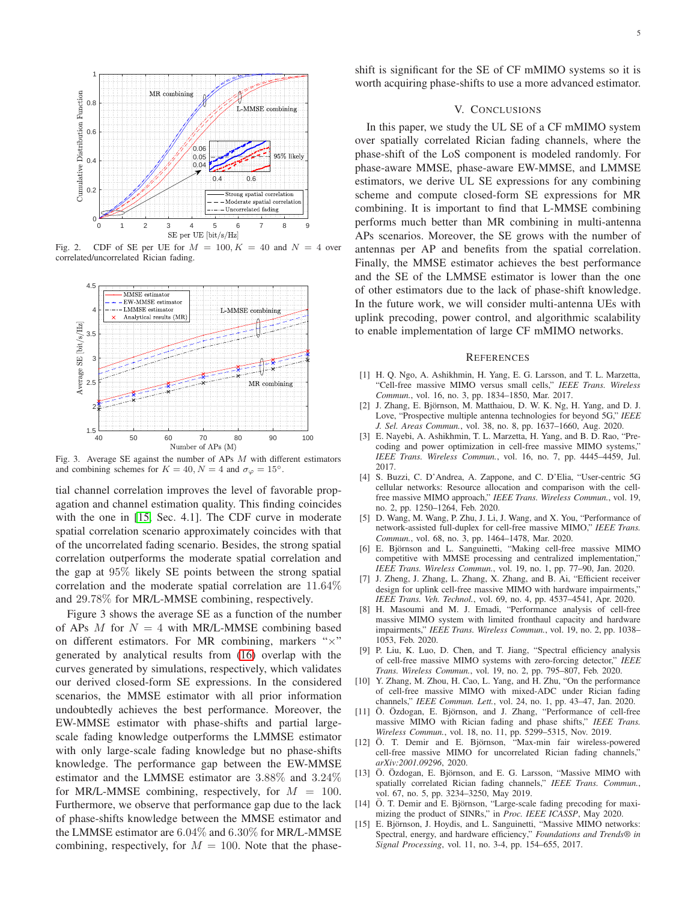Cumulative Distribution Function

MR combining

L-MMSE combining

0.06
0.05
0.04

0.4 0.6

95% likely

Strong spatial correlation
Moderate spatial correlation
Uncorrelated fading

0 1 2 3 4 5 6 7 8 9

SE per UE [bit/s/Hz]

0 0.2 0.4 0.6 0.8 1

Fig. 2. CDF of SE per UE for $M = 100, K = 40$ and $N = 4$ over correlated/uncorrelated Rician fading.

Average SE [bit/s/Hz]

MMSE estimator
EW-MMSE estimator
LMMSE estimator
Analytical results (MR)

L-MMSE combining

MR combining

1.5 2 2.5 3 3.5 4 4.5

40 50 60 70 80 90 100

Number of APs (M)

Fig. 3. Average SE against the number of APs $M$ with different estimators and combining schemes for $K = 40, N = 4$ and $\sigma_\varphi = 15°$.

tial channel correlation improves the level of favorable propagation and channel estimation quality. This finding coincides with the one in [15, Sec. 4.1]. The CDF curve in moderate spatial correlation scenario approximately coincides with that of the uncorrelated fading scenario. Besides, the strong spatial correlation outperforms the moderate spatial correlation and the gap at 95% likely SE points between the strong spatial correlation and the moderate spatial correlation are 11.64% and 29.78% for MR/L-MMSE combining, respectively.

Figure 3 shows the average SE as a function of the number of APs $M$ for $N = 4$ with MR/L-MMSE combining based on different estimators. For MR combining, markers "$\times$" generated by analytical results from (16) overlap with the curves generated by simulations, respectively, which validates our derived closed-form SE expressions. In the considered scenarios, the MMSE estimator with all prior information undoubtedly achieves the best performance. Moreover, the EW-MMSE estimator with phase-shifts and partial large-scale fading knowledge outperforms the LMMSE estimator with only large-scale fading knowledge but no phase-shifts knowledge. The performance gap between the EW-MMSE estimator and the LMMSE estimator are 3.88% and 3.24% for MR/L-MMSE combining, respectively, for $M = 100$. Furthermore, we observe that performance gap due to the lack of phase-shifts knowledge between the MMSE estimator and the LMMSE estimator are 6.04% and 6.30% for MR/L-MMSE combining, respectively, for $M = 100$. Note that the phase-shift is significant for the SE of CF mMIMO systems so it is worth acquiring phase-shifts to use a more advanced estimator.

## V. Conclusions

In this paper, we study the UL SE of a CF mMIMO system over spatially correlated Rician fading channels, where the phase-shift of the LoS component is modeled randomly. For phase-aware MMSE, phase-aware EW-MMSE, and LMMSE estimators, we derive UL SE expressions for any combining scheme and compute closed-form SE expressions for MR combining. It is important to find that L-MMSE combining performs much better than MR combining in multi-antenna APs scenarios. Moreover, the SE grows with the number of antennas per AP and benefits from the spatial correlation. Finally, the MMSE estimator achieves the best performance and the SE of the LMMSE estimator is lower than the one of other estimators due to the lack of phase-shift knowledge. In the future work, we will consider multi-antenna UEs with uplink precoding, power control, and algorithmic scalability to enable implementation of large CF mMIMO networks.

## References

[1] H. Q. Ngo, A. Ashikhmin, H. Yang, E. G. Larsson, and T. L. Marzetta, "Cell-free massive MIMO versus small cells," *IEEE Trans. Wireless Commun.*, vol. 16, no. 3, pp. 1834–1850, Mar. 2017.

[2] J. Zhang, E. Björnson, M. Matthaiou, D. W. K. Ng, H. Yang, and D. J. Love, "Prospective multiple antenna technologies for beyond 5G," *IEEE J. Sel. Areas Commun.*, vol. 38, no. 8, pp. 1637–1660, Aug. 2020.

[3] E. Nayebi, A. Ashikhmin, T. L. Marzetta, H. Yang, and B. D. Rao, "Precoding and power optimization in cell-free massive MIMO systems," *IEEE Trans. Wireless Commun.*, vol. 16, no. 7, pp. 4445–4459, Jul. 2017.

[4] S. Buzzi, C. D'Andrea, A. Zappone, and C. D'Elia, "User-centric 5G cellular networks: Resource allocation and comparison with the cell-free massive MIMO approach," *IEEE Trans. Wireless Commun.*, vol. 19, no. 2, pp. 1250–1264, Feb. 2020.

[5] D. Wang, M. Wang, P. Zhu, J. Li, J. Wang, and X. You, "Performance of network-assisted full-duplex for cell-free massive MIMO," *IEEE Trans. Commun.*, vol. 68, no. 3, pp. 1464–1478, Mar. 2020.

[6] E. Björnson and L. Sanguinetti, "Making cell-free massive MIMO competitive with MMSE processing and centralized implementation," *IEEE Trans. Wireless Commun.*, vol. 19, no. 1, pp. 77–90, Jan. 2020.

[7] J. Zheng, J. Zhang, L. Zhang, X. Zhang, and B. Ai, "Efficient receiver design for uplink cell-free massive MIMO with hardware impairments," *IEEE Trans. Veh. Technol.*, vol. 69, no. 4, pp. 4537–4541, Apr. 2020.

[8] H. Masoumi and M. J. Emadi, "Performance analysis of cell-free massive MIMO system with limited fronthaul capacity and hardware impairments," *IEEE Trans. Wireless Commun.*, vol. 19, no. 2, pp. 1038–1053, Feb. 2020.

[9] P. Liu, K. Luo, D. Chen, and T. Jiang, "Spectral efficiency analysis of cell-free massive MIMO systems with zero-forcing detector," *IEEE Trans. Wireless Commun.*, vol. 19, no. 2, pp. 795–807, Feb. 2020.

[10] Y. Zhang, M. Zhou, H. Cao, L. Yang, and H. Zhu, "On the performance of cell-free massive MIMO with mixed-ADC under Rician fading channels," *IEEE Commun. Lett.*, vol. 24, no. 1, pp. 43–47, Jan. 2020.

[11] Ö. Özdogan, E. Björnson, and J. Zhang, "Performance of cell-free massive MIMO with Rician fading and phase shifts," *IEEE Trans. Wireless Commun.*, vol. 18, no. 11, pp. 5299–5315, Nov. 2019.

[12] Ö. T. Demir and E. Björnson, "Max-min fair wireless-powered cell-free massive MIMO for uncorrelated Rician fading channels," *arXiv:2001.09296*, 2020.

[13] Ö. Özdogan, E. Björnson, and E. G. Larsson, "Massive MIMO with spatially correlated Rician fading channels," *IEEE Trans. Commun.*, vol. 67, no. 5, pp. 3234–3250, May 2019.

[14] Ö. T. Demir and E. Björnson, "Large-scale fading precoding for maximizing the product of SINRs," in *Proc. IEEE ICASSP*, May 2020.

[15] E. Björnson, J. Hoydis, and L. Sanguinetti, "Massive MIMO networks: Spectral, energy, and hardware efficiency," *Foundations and Trends® in Signal Processing*, vol. 11, no. 3-4, pp. 154–655, 2017.